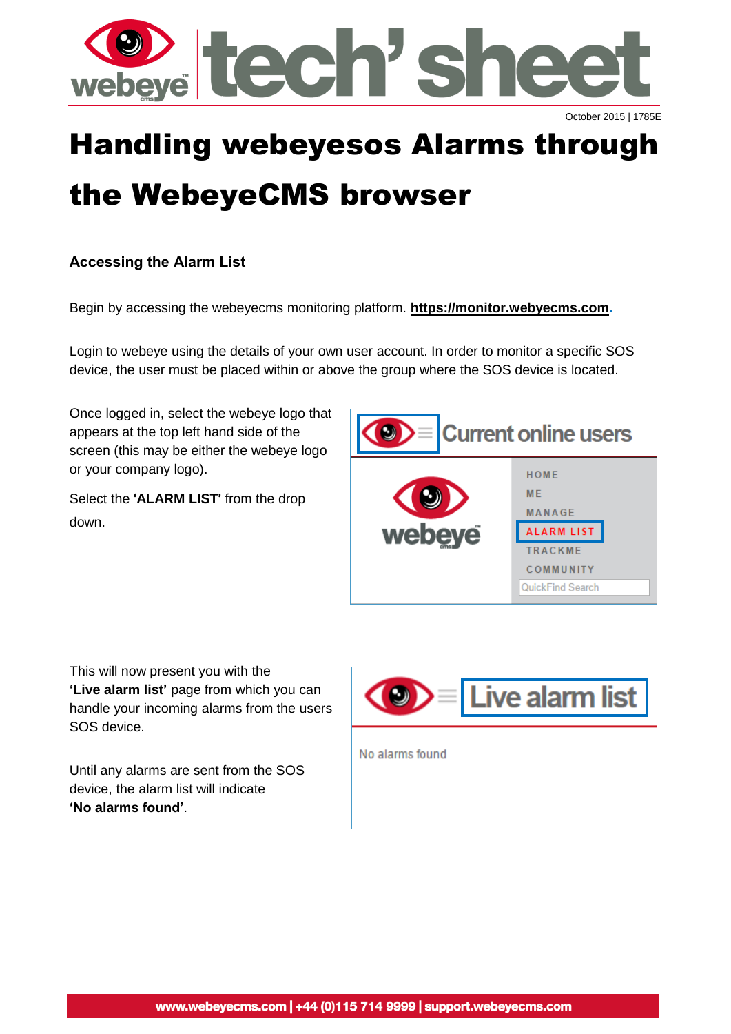October 2015 | 1785E

# Handling webeyesos Alarms through the WebeyeCMS browser

### Accessing the Alarm List

Begin by accessing the webeyecms monitoring platform. **https://monitor.webyecms.com**.

Login to webeye using the details of your own user account. In order to monitor a specific SOS device, the user must be placed within or above the group where the SOS device is located.

Once logged in, select the webeye logo that appears at the top left hand side of the screen (this may be either the webeye logo or your company logo).

Select the **'ALARM LIST'** from the drop down.

This will now present you with the **'Live alarm list'** page from which you can handle your incoming alarms from the users SOS device.

Until any alarms are sent from the SOS device, the alarm list will indicate **'No alarms found'**.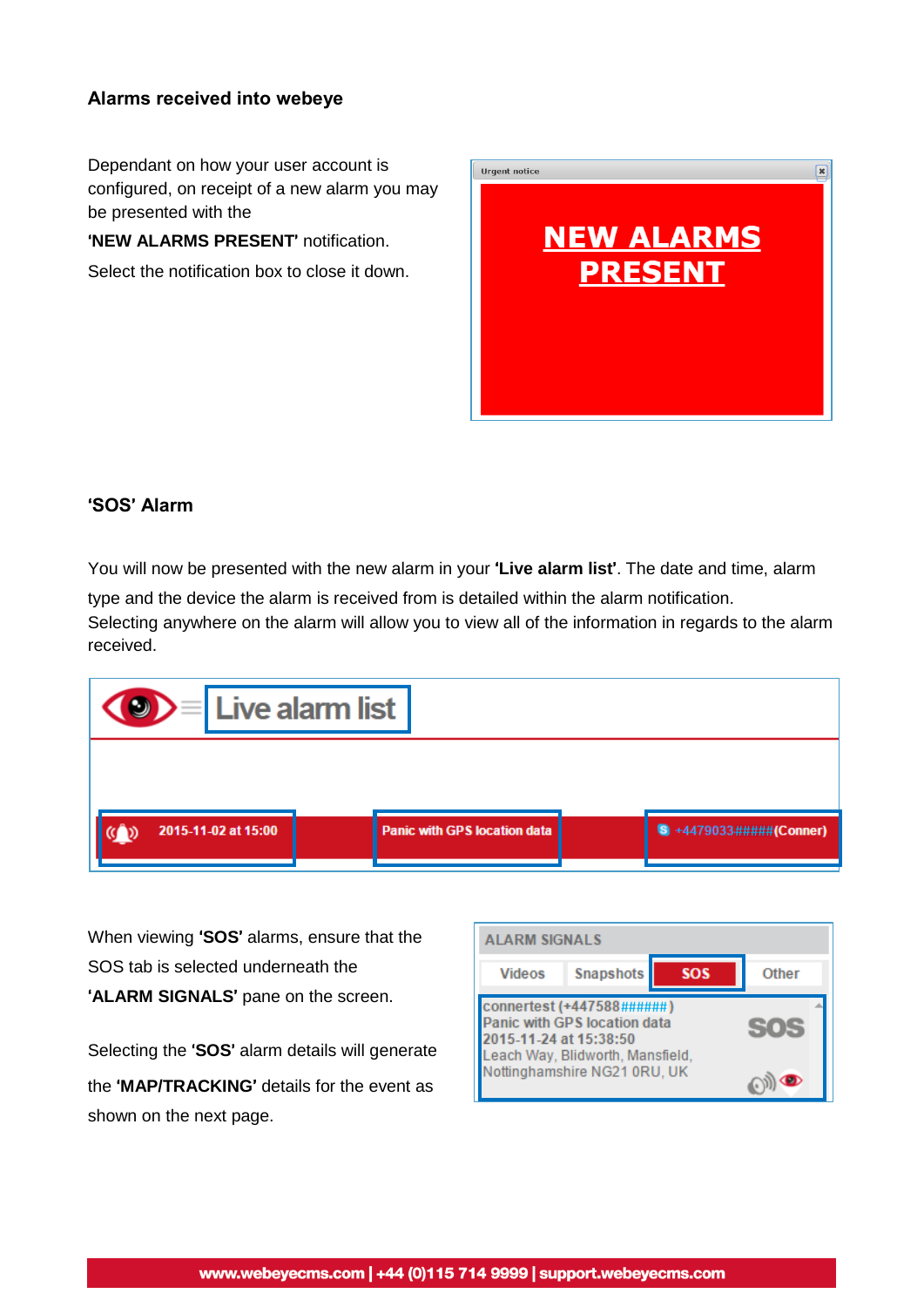## Alarms received into webeye

Dependant on how your user account is configured, on receipt of a new alarm you may be presented with the

**'NEW ALARMS PRESENT'** notification.

Select the notification box to close it down.

Urgent notice

**NEW ALARMS PRESENT**

## 'SOS' Alarm

You will now be presented with the new alarm in your **'Live alarm list'**. The date and time, alarm type and the device the alarm is received from is detailed within the alarm notification. Selecting anywhere on the alarm will allow you to view all of the information in regards to the alarm received.

Live alarm list

2015-11-02 at 15:00 | Panic with GPS location data | +4479033#####(Conner)

When viewing **'SOS'** alarms, ensure that the SOS tab is selected underneath the **'ALARM SIGNALS'** pane on the screen.

Selecting the **'SOS'** alarm details will generate the **'MAP/TRACKING'** details for the event as shown on the next page.

ALARM SIGNALS

Videos | Snapshots | SOS | Other

connertest (+447588######)
Panic with GPS location data
2015-11-24 at 15:38:50
Leach Way, Blidworth, Mansfield, Nottinghamshire NG21 0RU, UK

SOS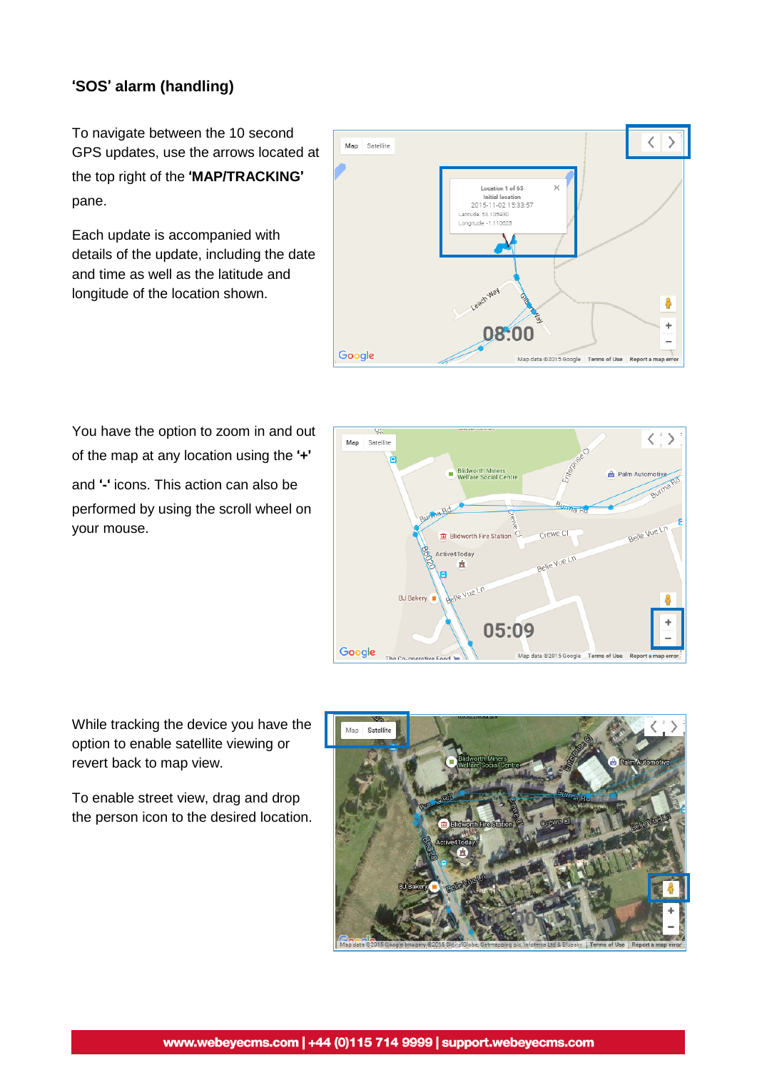## 'SOS' alarm (handling)

To navigate between the 10 second GPS updates, use the arrows located at the top right of the **'MAP/TRACKING'** pane.

Each update is accompanied with details of the update, including the date and time as well as the latitude and longitude of the location shown.

You have the option to zoom in and out of the map at any location using the **'+'** and **'-'** icons. This action can also be performed by using the scroll wheel on your mouse.

While tracking the device you have the option to enable satellite viewing or revert back to map view.

To enable street view, drag and drop the person icon to the desired location.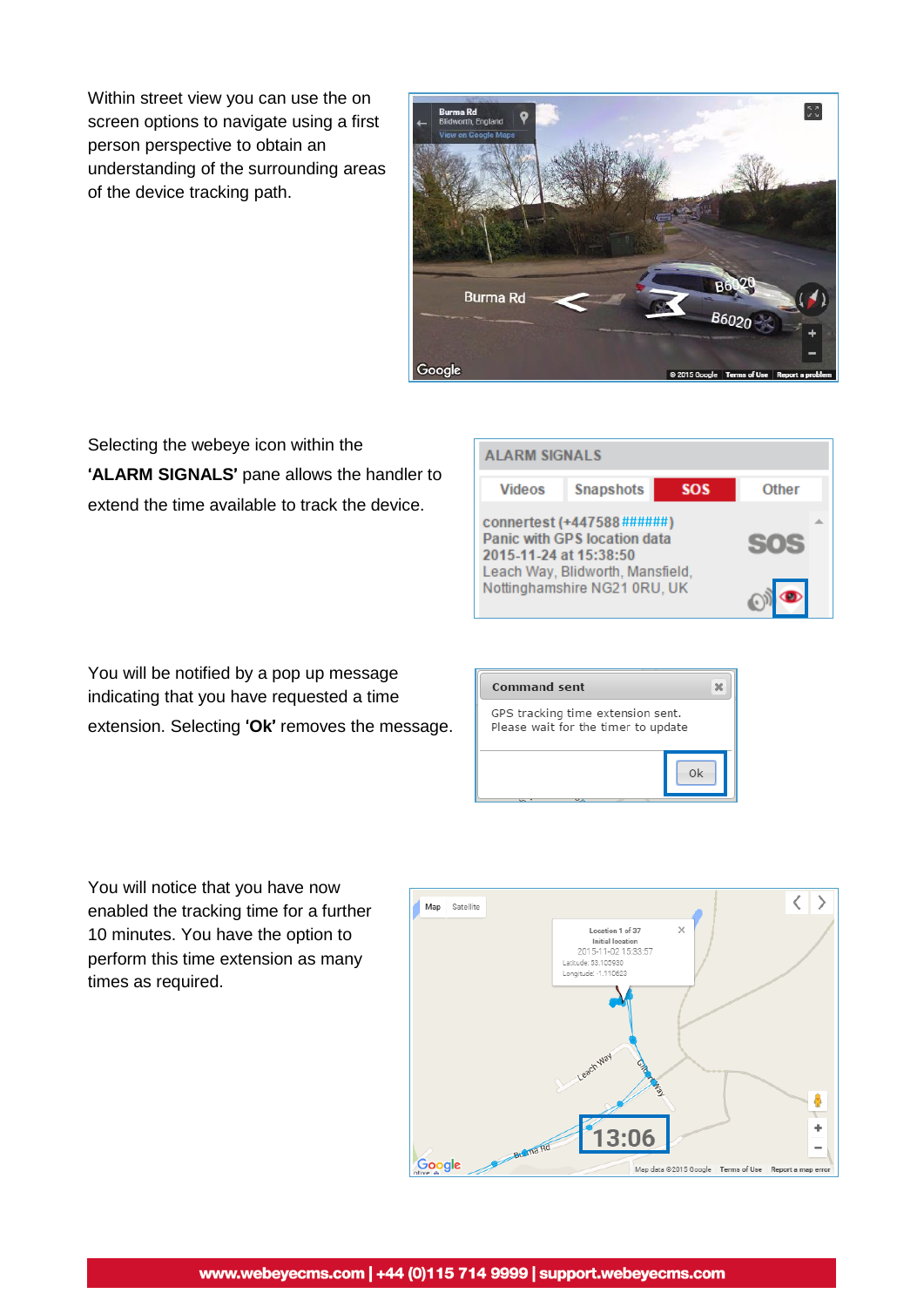Within street view you can use the on screen options to navigate using a first person perspective to obtain an understanding of the surrounding areas of the device tracking path.

Selecting the webeye icon within the **‘ALARM SIGNALS’** pane allows the handler to extend the time available to track the device.

You will be notified by a pop up message indicating that you have requested a time extension. Selecting **‘Ok’** removes the message.

You will notice that you have now enabled the tracking time for a further 10 minutes. You have the option to perform this time extension as many times as required.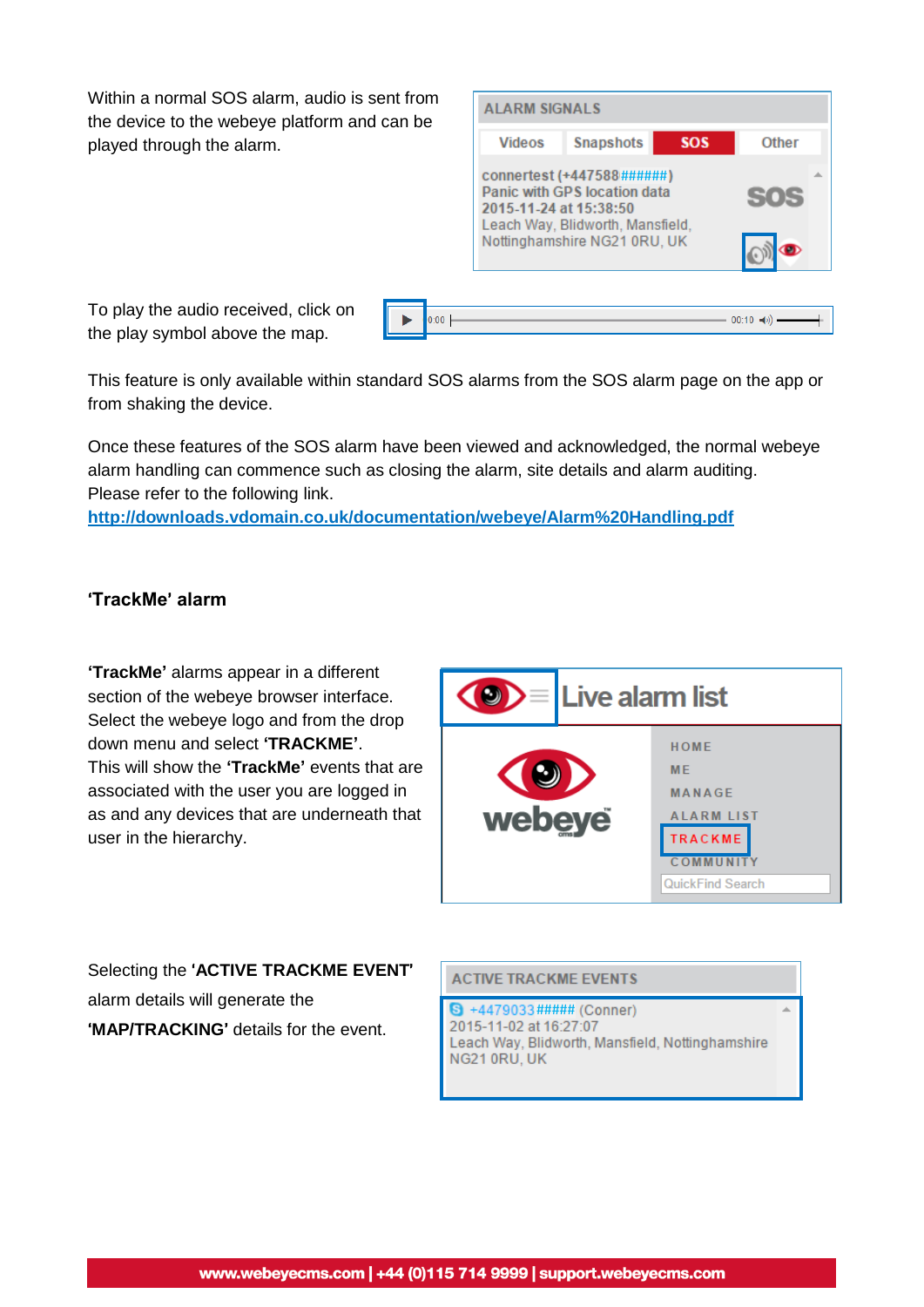Within a normal SOS alarm, audio is sent from the device to the webeye platform and can be played through the alarm.

To play the audio received, click on the play symbol above the map.

This feature is only available within standard SOS alarms from the SOS alarm page on the app or from shaking the device.

Once these features of the SOS alarm have been viewed and acknowledged, the normal webeye alarm handling can commence such as closing the alarm, site details and alarm auditing. Please refer to the following link.
http://downloads.vdomain.co.uk/documentation/webeye/Alarm%20Handling.pdf

## 'TrackMe' alarm

**'TrackMe'** alarms appear in a different section of the webeye browser interface. Select the webeye logo and from the drop down menu and select **'TRACKME'**.
This will show the **'TrackMe'** events that are associated with the user you are logged in as and any devices that are underneath that user in the hierarchy.

Selecting the **'ACTIVE TRACKME EVENT'** alarm details will generate the **'MAP/TRACKING'** details for the event.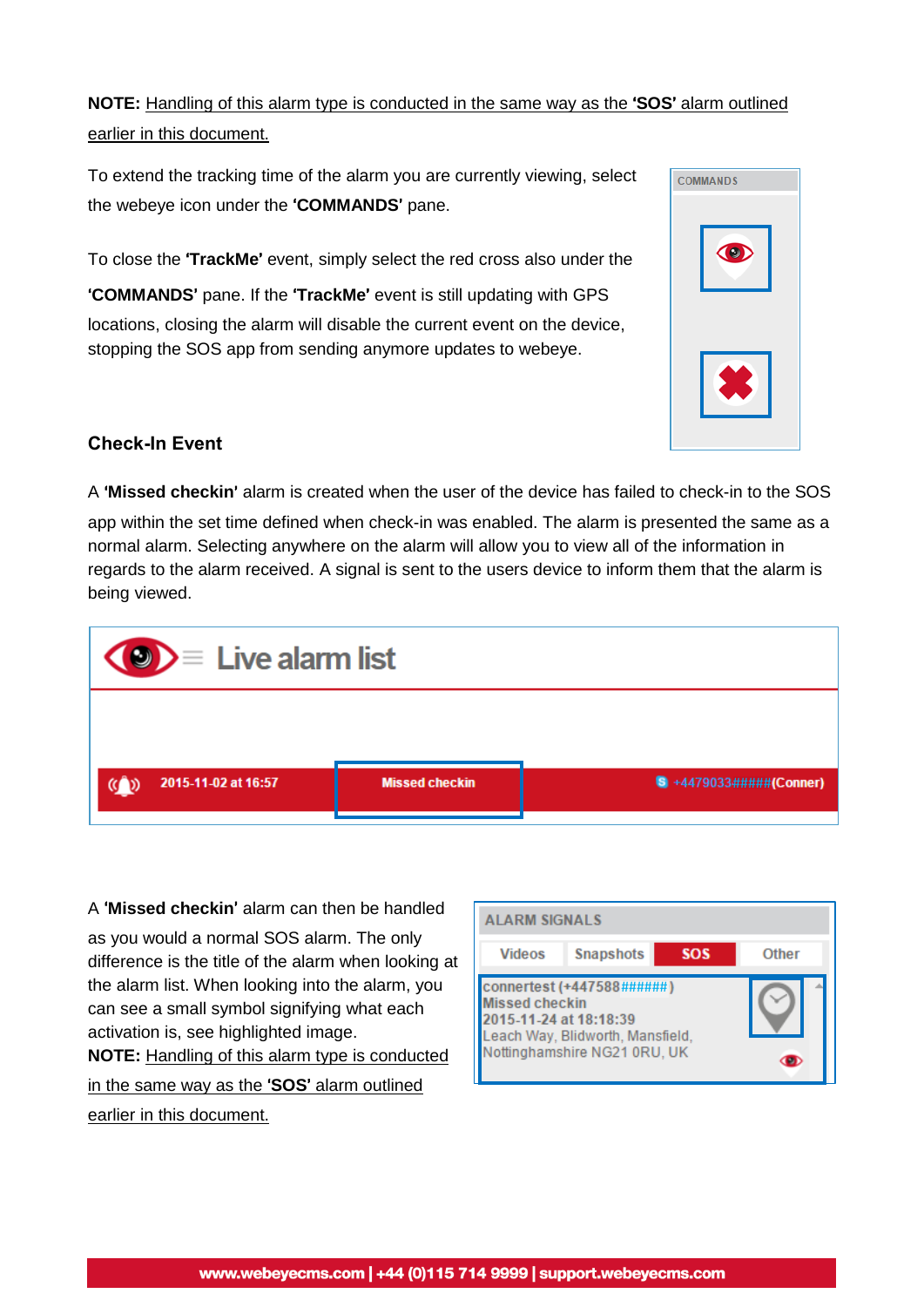**NOTE:** Handling of this alarm type is conducted in the same way as the **'SOS'** alarm outlined earlier in this document.

To extend the tracking time of the alarm you are currently viewing, select the webeye icon under the **'COMMANDS'** pane.

To close the **'TrackMe'** event, simply select the red cross also under the **'COMMANDS'** pane. If the **'TrackMe'** event is still updating with GPS locations, closing the alarm will disable the current event on the device, stopping the SOS app from sending anymore updates to webeye.

### Check-In Event

A **'Missed checkin'** alarm is created when the user of the device has failed to check-in to the SOS app within the set time defined when check-in was enabled. The alarm is presented the same as a normal alarm. Selecting anywhere on the alarm will allow you to view all of the information in regards to the alarm received. A signal is sent to the users device to inform them that the alarm is being viewed.

A **'Missed checkin'** alarm can then be handled as you would a normal SOS alarm. The only difference is the title of the alarm when looking at the alarm list. When looking into the alarm, you can see a small symbol signifying what each activation is, see highlighted image.

**NOTE:** Handling of this alarm type is conducted in the same way as the **'SOS'** alarm outlined earlier in this document.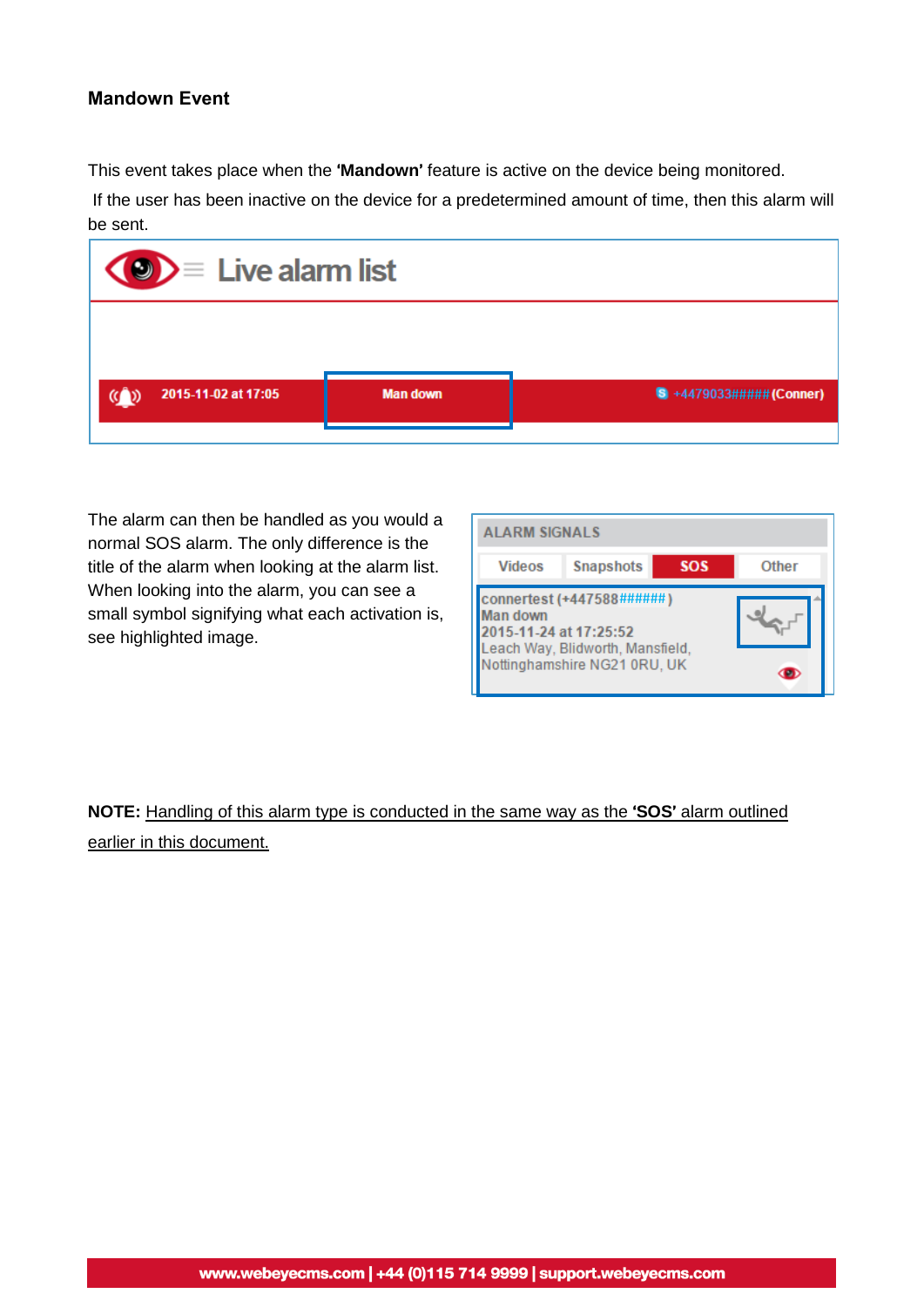**Mandown Event**

This event takes place when the **'Mandown'** feature is active on the device being monitored.

If the user has been inactive on the device for a predetermined amount of time, then this alarm will be sent.

Live alarm list

2015-11-02 at 17:05 Man down +4479033#####(Conner)

The alarm can then be handled as you would a normal SOS alarm. The only difference is the title of the alarm when looking at the alarm list. When looking into the alarm, you can see a small symbol signifying what each activation is, see highlighted image.

ALARM SIGNALS

Videos Snapshots SOS Other

connertest (+447588######)
Man down
2015-11-24 at 17:25:52
Leach Way, Blidworth, Mansfield, Nottinghamshire NG21 0RU, UK

**NOTE:** Handling of this alarm type is conducted in the same way as the **'SOS'** alarm outlined earlier in this document.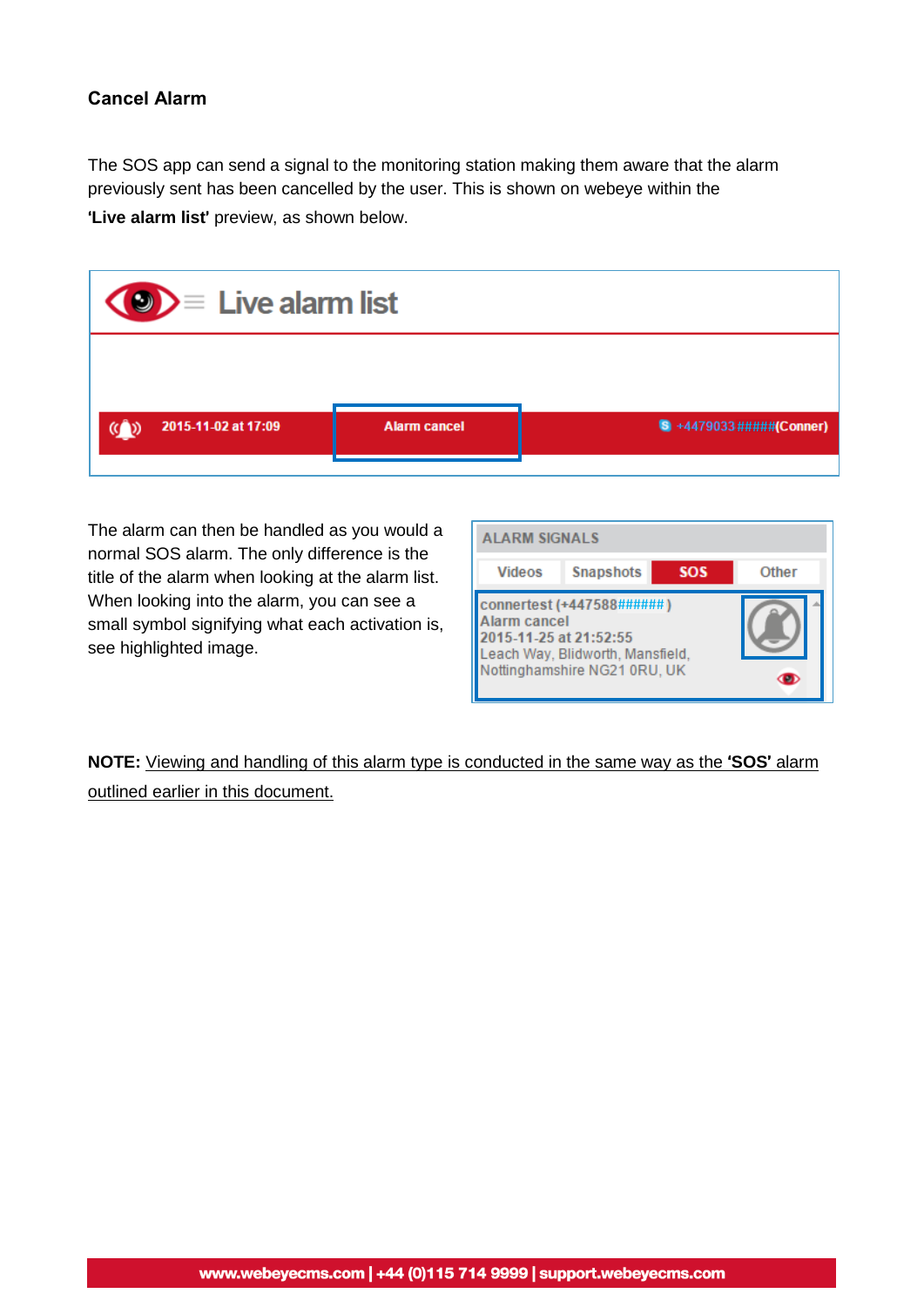**Cancel Alarm**

The SOS app can send a signal to the monitoring station making them aware that the alarm previously sent has been cancelled by the user. This is shown on webeye within the **'Live alarm list'** preview, as shown below.

The alarm can then be handled as you would a normal SOS alarm. The only difference is the title of the alarm when looking at the alarm list. When looking into the alarm, you can see a small symbol signifying what each activation is, see highlighted image.

**NOTE:** Viewing and handling of this alarm type is conducted in the same way as the **'SOS'** alarm outlined earlier in this document.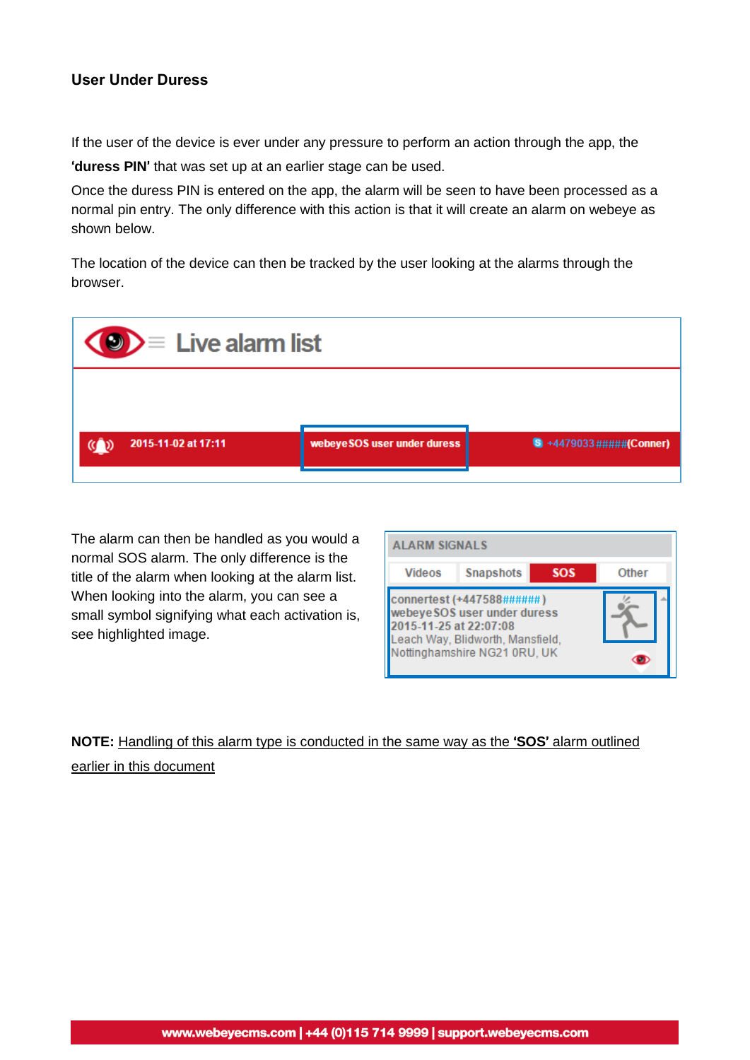**User Under Duress**

If the user of the device is ever under any pressure to perform an action through the app, the **'duress PIN'** that was set up at an earlier stage can be used.

Once the duress PIN is entered on the app, the alarm will be seen to have been processed as a normal pin entry. The only difference with this action is that it will create an alarm on webeye as shown below.

The location of the device can then be tracked by the user looking at the alarms through the browser.

Live alarm list

2015-11-02 at 17:11 webeye SOS user under duress +4479033#####(Conner)

The alarm can then be handled as you would a normal SOS alarm. The only difference is the title of the alarm when looking at the alarm list. When looking into the alarm, you can see a small symbol signifying what each activation is, see highlighted image.

ALARM SIGNALS

Videos Snapshots SOS Other

connertest (+447588######)
webeye SOS user under duress
2015-11-25 at 22:07:08
Leach Way, Blidworth, Mansfield, Nottinghamshire NG21 0RU, UK

**NOTE:** Handling of this alarm type is conducted in the same way as the **'SOS'** alarm outlined earlier in this document